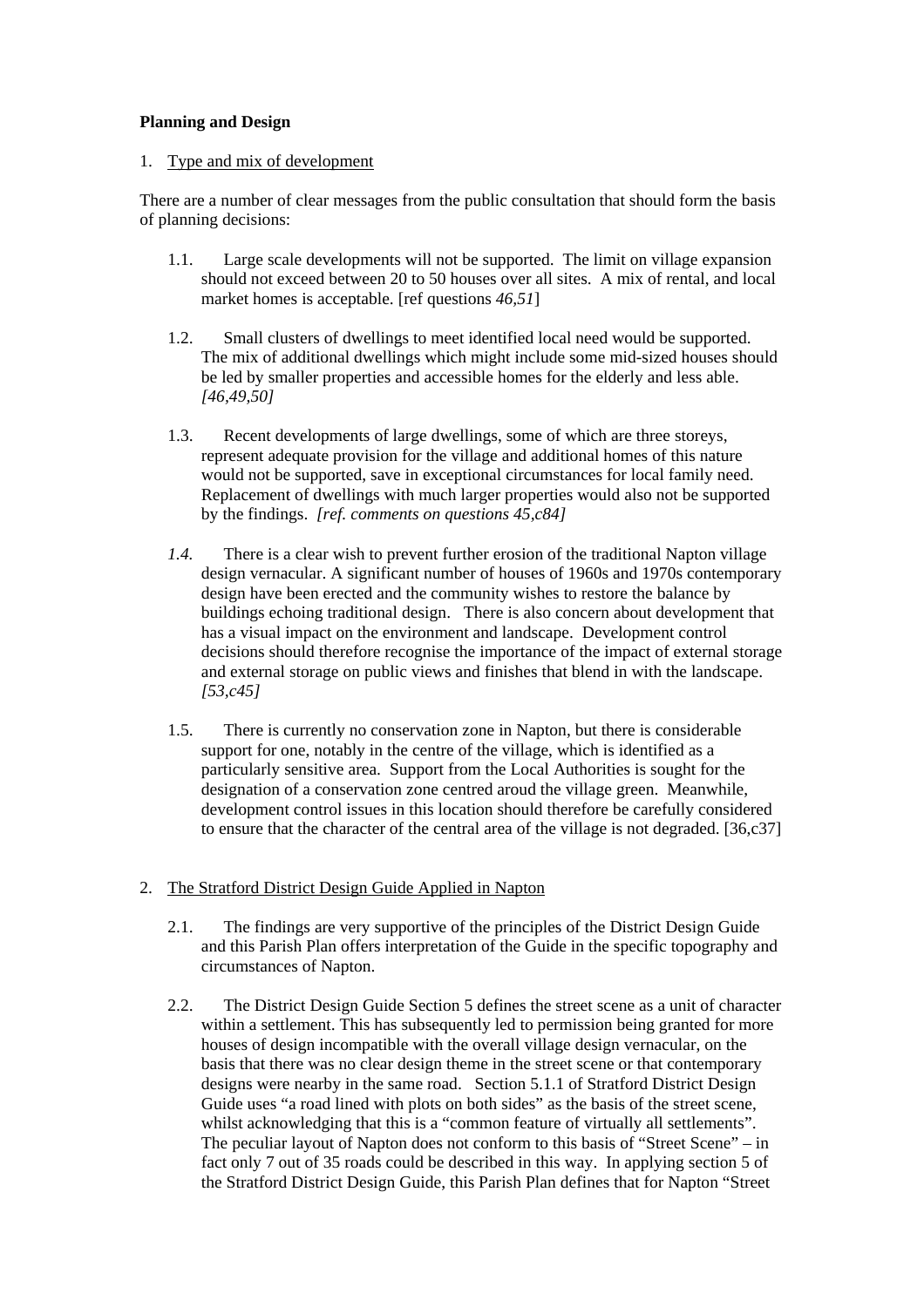**Planning and Design**

1. Type and mix of development

There are a number of clear messages from the public consultation that should form the basis of planning decisions:

1.1. Large scale developments will not be supported. The limit on village expansion should not exceed between 20 to 50 houses over all sites. A mix of rental, and local market homes is acceptable. [ref questions *46,51*]

1.2. Small clusters of dwellings to meet identified local need would be supported. The mix of additional dwellings which might include some mid-sized houses should be led by smaller properties and accessible homes for the elderly and less able. *[46,49,50]*

1.3. Recent developments of large dwellings, some of which are three storeys, represent adequate provision for the village and additional homes of this nature would not be supported, save in exceptional circumstances for local family need. Replacement of dwellings with much larger properties would also not be supported by the findings. *[ref. comments on questions 45,c84]*

*1.4.* There is a clear wish to prevent further erosion of the traditional Napton village design vernacular. A significant number of houses of 1960s and 1970s contemporary design have been erected and the community wishes to restore the balance by buildings echoing traditional design. There is also concern about development that has a visual impact on the environment and landscape. Development control decisions should therefore recognise the importance of the impact of external storage and external storage on public views and finishes that blend in with the landscape. *[53,c45]*

1.5. There is currently no conservation zone in Napton, but there is considerable support for one, notably in the centre of the village, which is identified as a particularly sensitive area. Support from the Local Authorities is sought for the designation of a conservation zone centred aroud the village green. Meanwhile, development control issues in this location should therefore be carefully considered to ensure that the character of the central area of the village is not degraded. [36,c37]

2. The Stratford District Design Guide Applied in Napton

2.1. The findings are very supportive of the principles of the District Design Guide and this Parish Plan offers interpretation of the Guide in the specific topography and circumstances of Napton.

2.2. The District Design Guide Section 5 defines the street scene as a unit of character within a settlement. This has subsequently led to permission being granted for more houses of design incompatible with the overall village design vernacular, on the basis that there was no clear design theme in the street scene or that contemporary designs were nearby in the same road. Section 5.1.1 of Stratford District Design Guide uses "a road lined with plots on both sides" as the basis of the street scene, whilst acknowledging that this is a "common feature of virtually all settlements". The peculiar layout of Napton does not conform to this basis of "Street Scene" – in fact only 7 out of 35 roads could be described in this way. In applying section 5 of the Stratford District Design Guide, this Parish Plan defines that for Napton "Street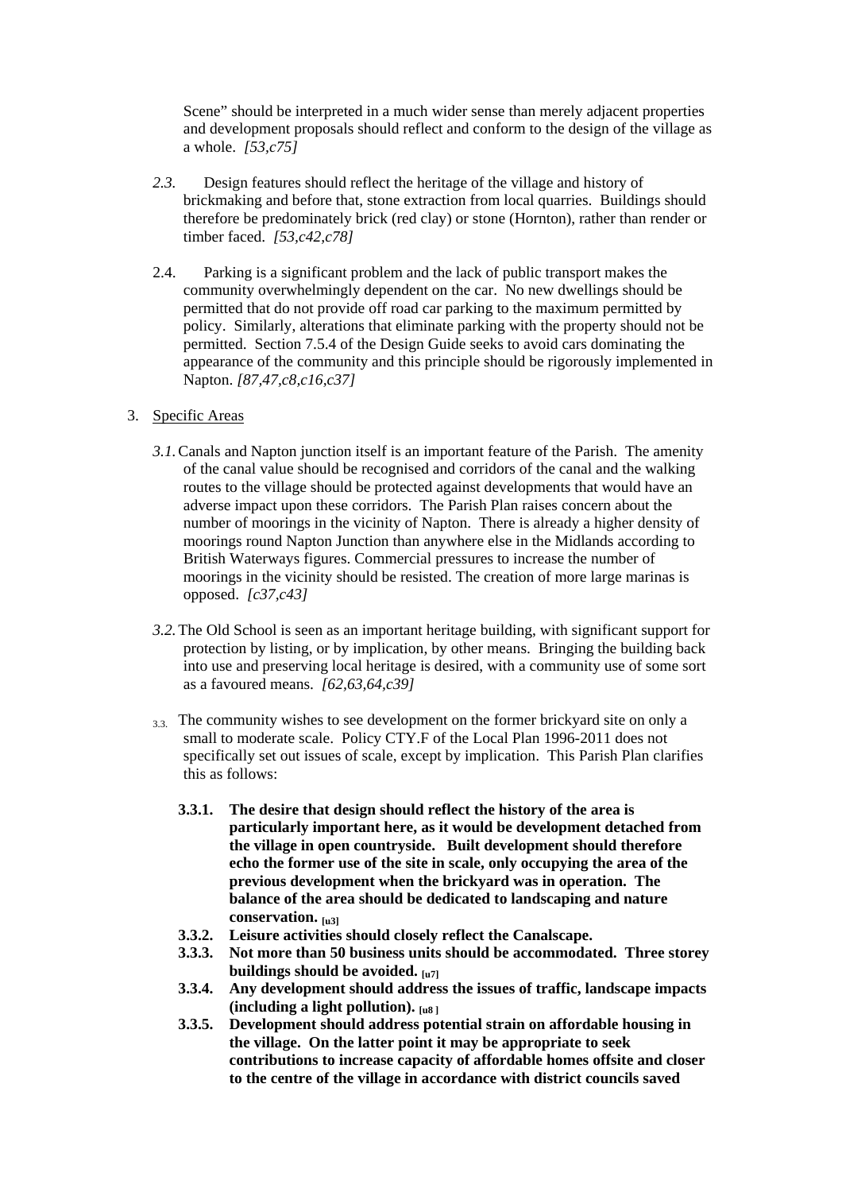Scene" should be interpreted in a much wider sense than merely adjacent properties and development proposals should reflect and conform to the design of the village as a whole. *[53,c75]*

*2.3.* Design features should reflect the heritage of the village and history of brickmaking and before that, stone extraction from local quarries. Buildings should therefore be predominately brick (red clay) or stone (Hornton), rather than render or timber faced. *[53,c42,c78]*

2.4. Parking is a significant problem and the lack of public transport makes the community overwhelmingly dependent on the car. No new dwellings should be permitted that do not provide off road car parking to the maximum permitted by policy. Similarly, alterations that eliminate parking with the property should not be permitted. Section 7.5.4 of the Design Guide seeks to avoid cars dominating the appearance of the community and this principle should be rigorously implemented in Napton. *[87,47,c8,c16,c37]*

3. Specific Areas

*3.1.* Canals and Napton junction itself is an important feature of the Parish. The amenity of the canal value should be recognised and corridors of the canal and the walking routes to the village should be protected against developments that would have an adverse impact upon these corridors. The Parish Plan raises concern about the number of moorings in the vicinity of Napton. There is already a higher density of moorings round Napton Junction than anywhere else in the Midlands according to British Waterways figures. Commercial pressures to increase the number of moorings in the vicinity should be resisted. The creation of more large marinas is opposed. *[c37,c43]*

*3.2.* The Old School is seen as an important heritage building, with significant support for protection by listing, or by implication, by other means. Bringing the building back into use and preserving local heritage is desired, with a community use of some sort as a favoured means. *[62,63,64,c39]*

3.3. The community wishes to see development on the former brickyard site on only a small to moderate scale. Policy CTY.F of the Local Plan 1996-2011 does not specifically set out issues of scale, except by implication. This Parish Plan clarifies this as follows:

**3.3.1. The desire that design should reflect the history of the area is particularly important here, as it would be development detached from the village in open countryside. Built development should therefore echo the former use of the site in scale, only occupying the area of the previous development when the brickyard was in operation. The balance of the area should be dedicated to landscaping and nature conservation.** [u3]

**3.3.2. Leisure activities should closely reflect the Canalscape.**

**3.3.3. Not more than 50 business units should be accommodated. Three storey buildings should be avoided.** [u7]

**3.3.4. Any development should address the issues of traffic, landscape impacts (including a light pollution).** [u8]

**3.3.5. Development should address potential strain on affordable housing in the village. On the latter point it may be appropriate to seek contributions to increase capacity of affordable homes offsite and closer to the centre of the village in accordance with district councils saved**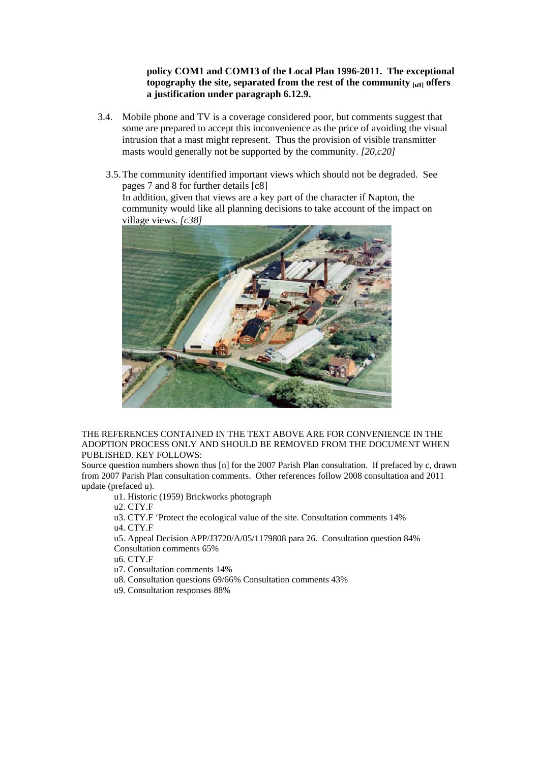**policy COM1 and COM13 of the Local Plan 1996-2011. The exceptional topography the site, separated from the rest of the community [u9] offers a justification under paragraph 6.12.9.**

3.4. Mobile phone and TV is a coverage considered poor, but comments suggest that some are prepared to accept this inconvenience as the price of avoiding the visual intrusion that a mast might represent. Thus the provision of visible transmitter masts would generally not be supported by the community. *[20,c20]*

3.5. The community identified important views which should not be degraded. See pages 7 and 8 for further details [c8]
In addition, given that views are a key part of the character if Napton, the community would like all planning decisions to take account of the impact on village views. *[c38]*

THE REFERENCES CONTAINED IN THE TEXT ABOVE ARE FOR CONVENIENCE IN THE ADOPTION PROCESS ONLY AND SHOULD BE REMOVED FROM THE DOCUMENT WHEN PUBLISHED. KEY FOLLOWS:

Source question numbers shown thus [n] for the 2007 Parish Plan consultation. If prefaced by c, drawn from 2007 Parish Plan consultation comments. Other references follow 2008 consultation and 2011 update (prefaced u).

u1. Historic (1959) Brickworks photograph
u2. CTY.F
u3. CTY.F 'Protect the ecological value of the site. Consultation comments 14%
u4. CTY.F
u5. Appeal Decision APP/J3720/A/05/1179808 para 26. Consultation question 84% Consultation comments 65%
u6. CTY.F
u7. Consultation comments 14%
u8. Consultation questions 69/66% Consultation comments 43%
u9. Consultation responses 88%